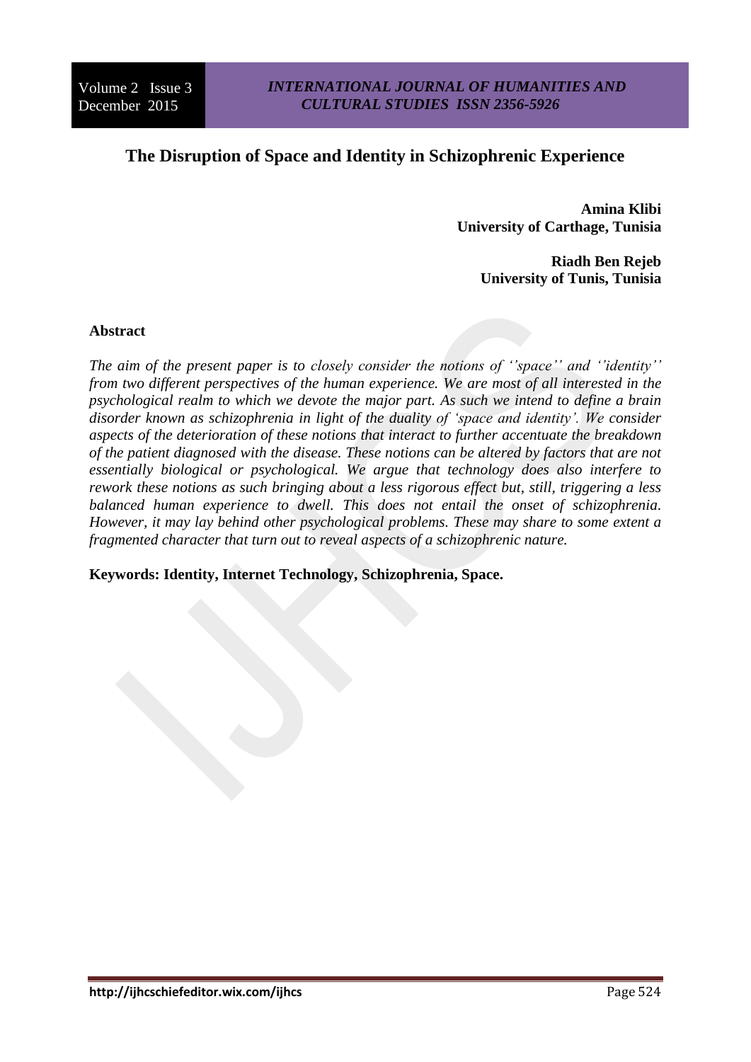# The Disruption of Space and Identity in Schizophrenic Experience

**Amina Klibi**
**University of Carthage, Tunisia**

**Riadh Ben Rejeb**
**University of Tunis, Tunisia**

## Abstract

*The aim of the present paper is to closely consider the notions of ''space'' and ''identity'' from two different perspectives of the human experience. We are most of all interested in the psychological realm to which we devote the major part. As such we intend to define a brain disorder known as schizophrenia in light of the duality of 'space and identity'. We consider aspects of the deterioration of these notions that interact to further accentuate the breakdown of the patient diagnosed with the disease. These notions can be altered by factors that are not essentially biological or psychological. We argue that technology does also interfere to rework these notions as such bringing about a less rigorous effect but, still, triggering a less balanced human experience to dwell. This does not entail the onset of schizophrenia. However, it may lay behind other psychological problems. These may share to some extent a fragmented character that turn out to reveal aspects of a schizophrenic nature.*

**Keywords: Identity, Internet Technology, Schizophrenia, Space.**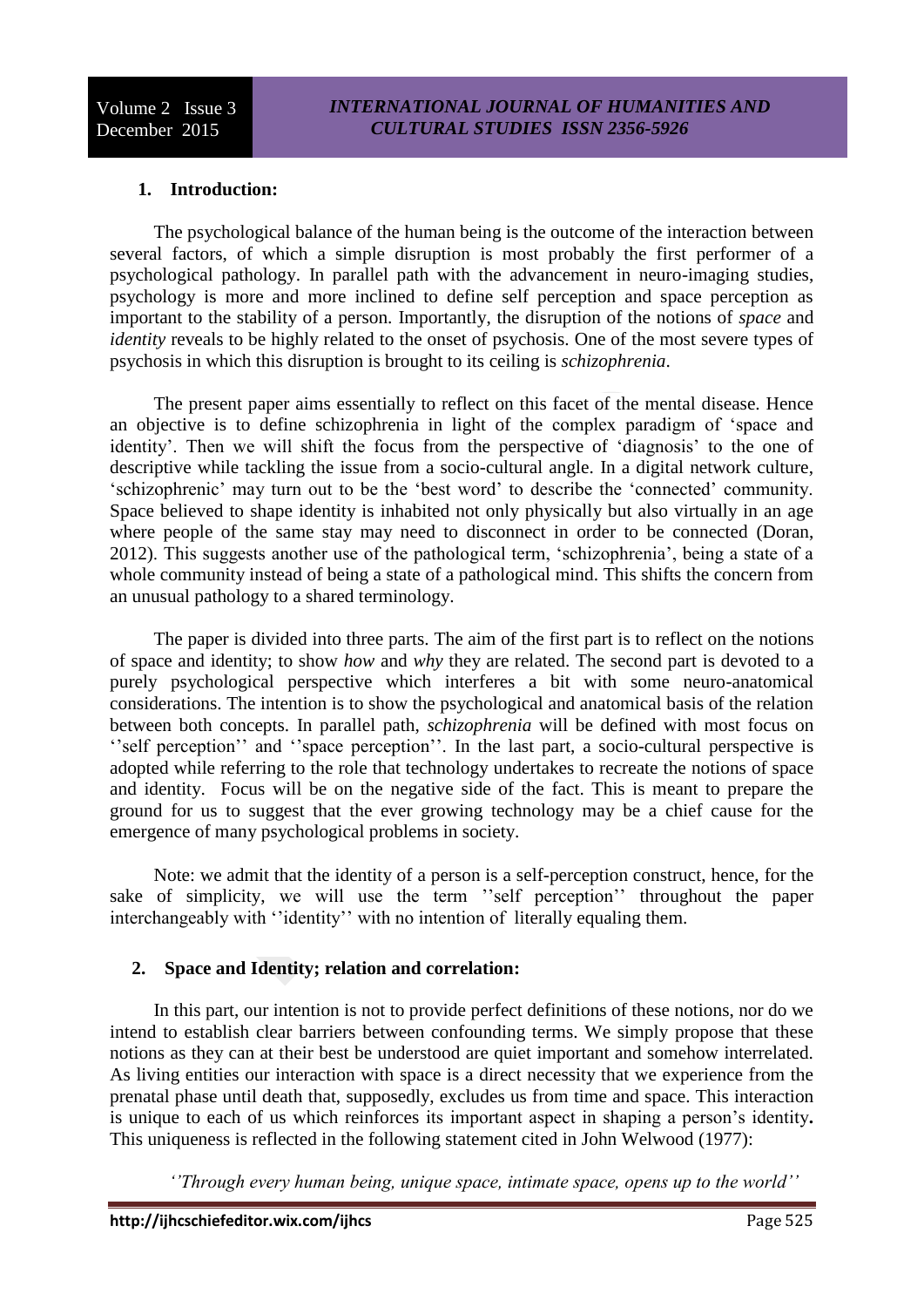## 1. Introduction:

The psychological balance of the human being is the outcome of the interaction between several factors, of which a simple disruption is most probably the first performer of a psychological pathology. In parallel path with the advancement in neuro-imaging studies, psychology is more and more inclined to define self perception and space perception as important to the stability of a person. Importantly, the disruption of the notions of *space* and *identity* reveals to be highly related to the onset of psychosis. One of the most severe types of psychosis in which this disruption is brought to its ceiling is *schizophrenia*.

The present paper aims essentially to reflect on this facet of the mental disease. Hence an objective is to define schizophrenia in light of the complex paradigm of 'space and identity'. Then we will shift the focus from the perspective of 'diagnosis' to the one of descriptive while tackling the issue from a socio-cultural angle. In a digital network culture, 'schizophrenic' may turn out to be the 'best word' to describe the 'connected' community. Space believed to shape identity is inhabited not only physically but also virtually in an age where people of the same stay may need to disconnect in order to be connected (Doran, 2012). This suggests another use of the pathological term, 'schizophrenia', being a state of a whole community instead of being a state of a pathological mind. This shifts the concern from an unusual pathology to a shared terminology.

The paper is divided into three parts. The aim of the first part is to reflect on the notions of space and identity; to show *how* and *why* they are related. The second part is devoted to a purely psychological perspective which interferes a bit with some neuro-anatomical considerations. The intention is to show the psychological and anatomical basis of the relation between both concepts. In parallel path, *schizophrenia* will be defined with most focus on ''self perception'' and ''space perception''. In the last part, a socio-cultural perspective is adopted while referring to the role that technology undertakes to recreate the notions of space and identity. Focus will be on the negative side of the fact. This is meant to prepare the ground for us to suggest that the ever growing technology may be a chief cause for the emergence of many psychological problems in society.

Note: we admit that the identity of a person is a self-perception construct, hence, for the sake of simplicity, we will use the term ''self perception'' throughout the paper interchangeably with ''identity'' with no intention of literally equaling them.

## 2. Space and Identity; relation and correlation:

In this part, our intention is not to provide perfect definitions of these notions, nor do we intend to establish clear barriers between confounding terms. We simply propose that these notions as they can at their best be understood are quiet important and somehow interrelated. As living entities our interaction with space is a direct necessity that we experience from the prenatal phase until death that, supposedly, excludes us from time and space. This interaction is unique to each of us which reinforces its important aspect in shaping a person's identity**.** This uniqueness is reflected in the following statement cited in John Welwood (1977):

*''Through every human being, unique space, intimate space, opens up to the world''*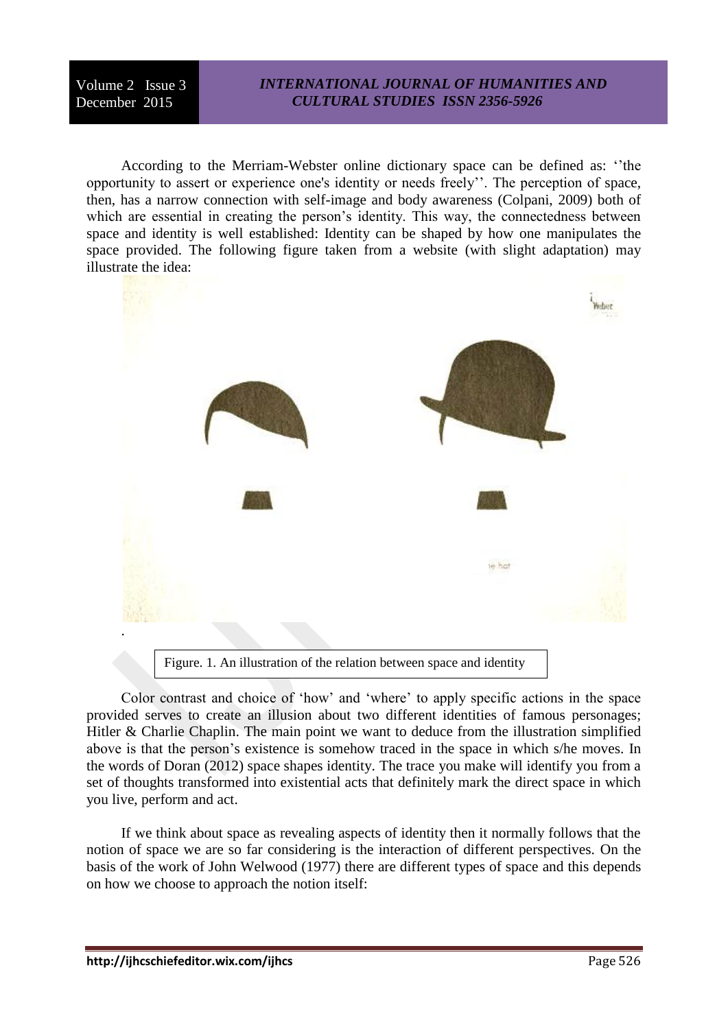According to the Merriam-Webster online dictionary space can be defined as: ''the opportunity to assert or experience one's identity or needs freely''. The perception of space, then, has a narrow connection with self-image and body awareness (Colpani, 2009) both of which are essential in creating the person's identity. This way, the connectedness between space and identity is well established: Identity can be shaped by how one manipulates the space provided. The following figure taken from a website (with slight adaptation) may illustrate the idea:

Figure. 1. An illustration of the relation between space and identity

Color contrast and choice of 'how' and 'where' to apply specific actions in the space provided serves to create an illusion about two different identities of famous personages; Hitler & Charlie Chaplin. The main point we want to deduce from the illustration simplified above is that the person's existence is somehow traced in the space in which s/he moves. In the words of Doran (2012) space shapes identity. The trace you make will identify you from a set of thoughts transformed into existential acts that definitely mark the direct space in which you live, perform and act.

If we think about space as revealing aspects of identity then it normally follows that the notion of space we are so far considering is the interaction of different perspectives. On the basis of the work of John Welwood (1977) there are different types of space and this depends on how we choose to approach the notion itself: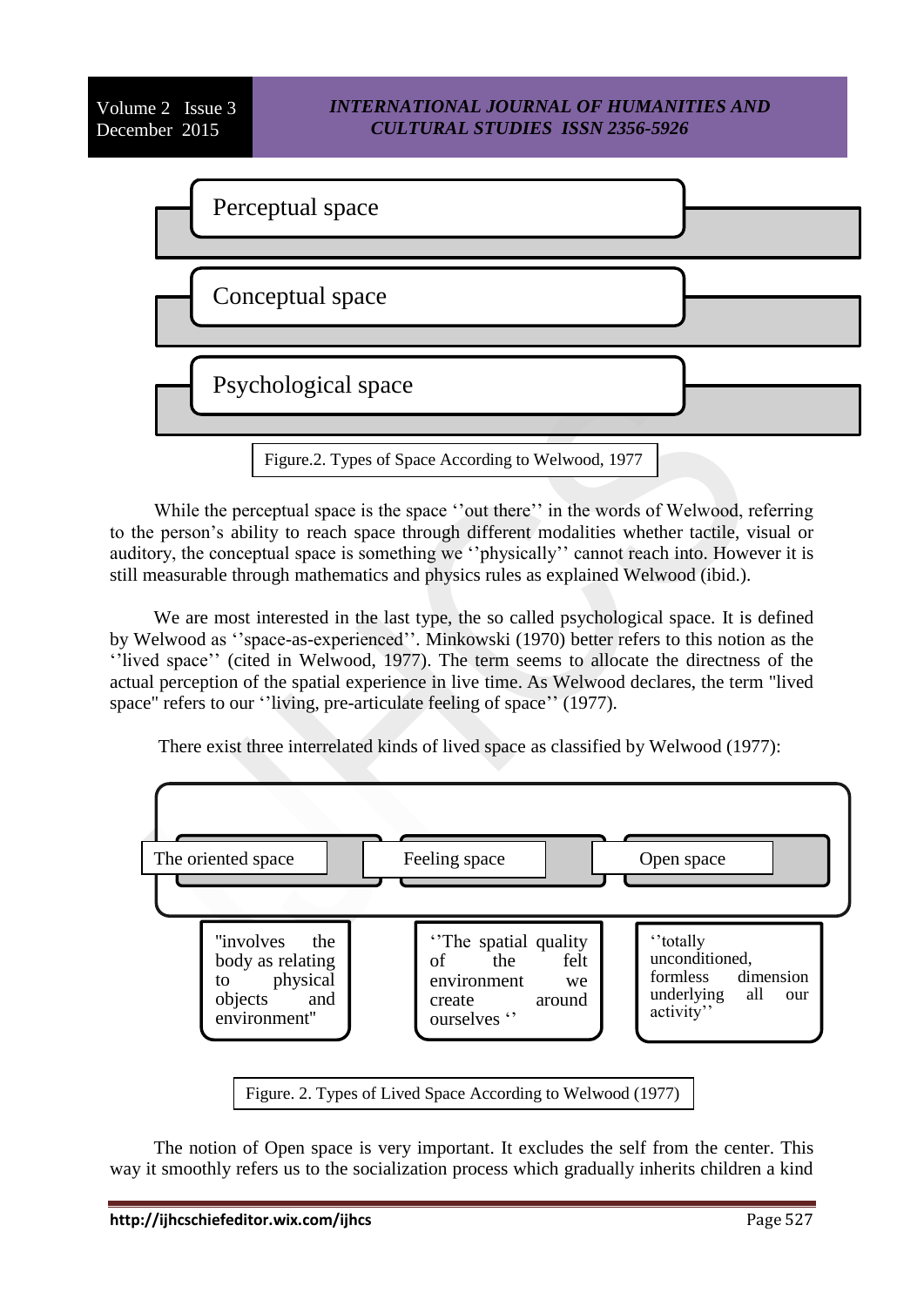Perceptual space

Conceptual space

Psychological space

Figure.2. Types of Space According to Welwood, 1977

While the perceptual space is the space ''out there'' in the words of Welwood, referring to the person's ability to reach space through different modalities whether tactile, visual or auditory, the conceptual space is something we ''physically'' cannot reach into. However it is still measurable through mathematics and physics rules as explained Welwood (ibid.).

We are most interested in the last type, the so called psychological space. It is defined by Welwood as ''space-as-experienced''. Minkowski (1970) better refers to this notion as the ''lived space'' (cited in Welwood, 1977). The term seems to allocate the directness of the actual perception of the spatial experience in live time. As Welwood declares, the term "lived space" refers to our ''living, pre-articulate feeling of space'' (1977).

There exist three interrelated kinds of lived space as classified by Welwood (1977):

| The oriented space | Feeling space | Open space |
| --- | --- | --- |
| "involves the body as relating to physical objects and environment" | ''The spatial quality of the felt environment we create around ourselves '' | ''totally unconditioned, formless dimension underlying all our activity'' |

Figure. 2. Types of Lived Space According to Welwood (1977)

The notion of Open space is very important. It excludes the self from the center. This way it smoothly refers us to the socialization process which gradually inherits children a kind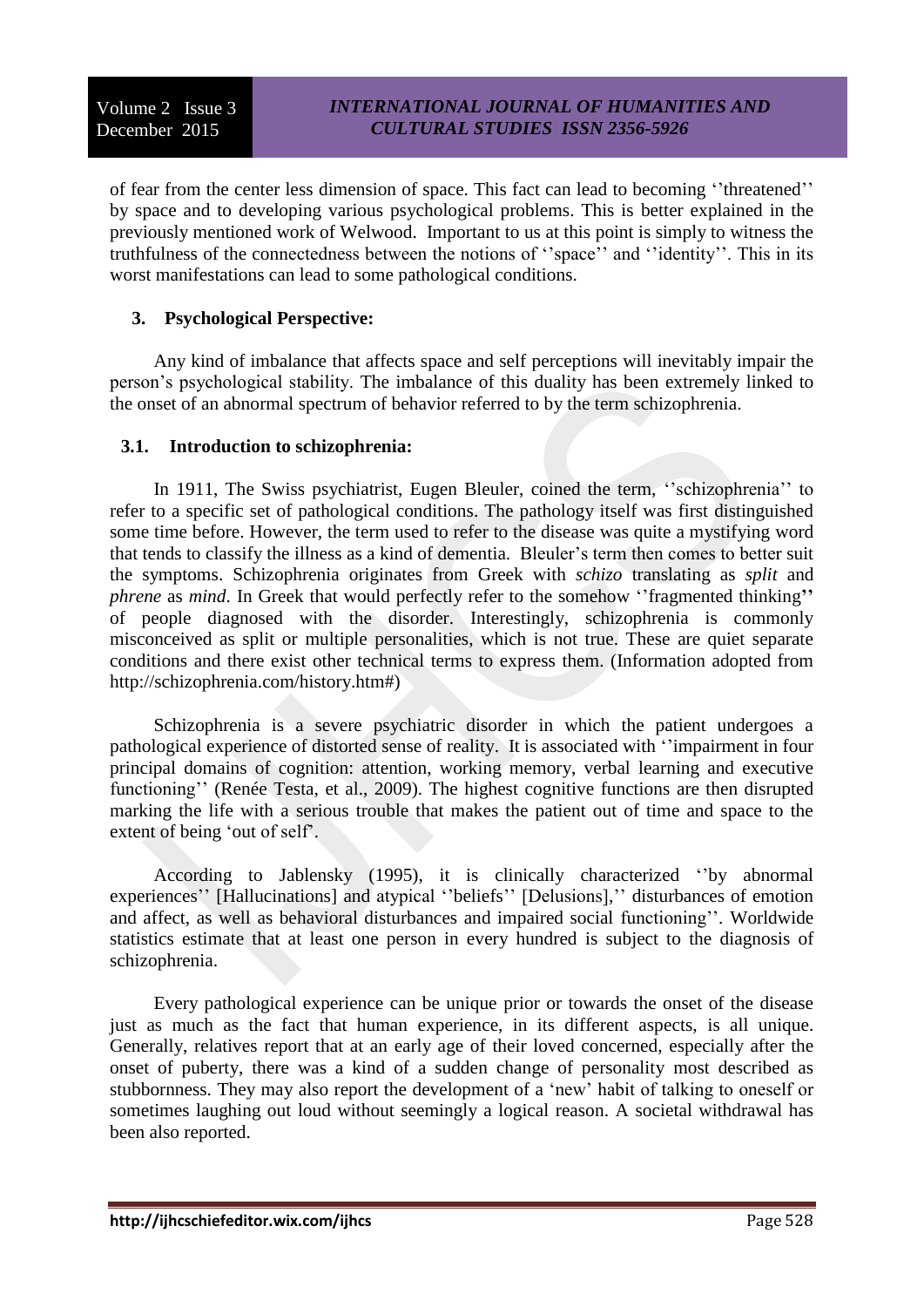of fear from the center less dimension of space. This fact can lead to becoming ''threatened'' by space and to developing various psychological problems. This is better explained in the previously mentioned work of Welwood. Important to us at this point is simply to witness the truthfulness of the connectedness between the notions of ''space'' and ''identity''. This in its worst manifestations can lead to some pathological conditions.

## 3. Psychological Perspective:

Any kind of imbalance that affects space and self perceptions will inevitably impair the person's psychological stability. The imbalance of this duality has been extremely linked to the onset of an abnormal spectrum of behavior referred to by the term schizophrenia.

### 3.1. Introduction to schizophrenia:

In 1911, The Swiss psychiatrist, Eugen Bleuler, coined the term, ''schizophrenia'' to refer to a specific set of pathological conditions. The pathology itself was first distinguished some time before. However, the term used to refer to the disease was quite a mystifying word that tends to classify the illness as a kind of dementia. Bleuler's term then comes to better suit the symptoms. Schizophrenia originates from Greek with *schizo* translating as *split* and *phrene* as *mind*. In Greek that would perfectly refer to the somehow ''fragmented thinking'' of people diagnosed with the disorder. Interestingly, schizophrenia is commonly misconceived as split or multiple personalities, which is not true. These are quiet separate conditions and there exist other technical terms to express them. (Information adopted from http://schizophrenia.com/history.htm#)

Schizophrenia is a severe psychiatric disorder in which the patient undergoes a pathological experience of distorted sense of reality. It is associated with ''impairment in four principal domains of cognition: attention, working memory, verbal learning and executive functioning'' (Renée Testa, et al., 2009). The highest cognitive functions are then disrupted marking the life with a serious trouble that makes the patient out of time and space to the extent of being 'out of self'.

According to Jablensky (1995), it is clinically characterized ''by abnormal experiences'' [Hallucinations] and atypical ''beliefs'' [Delusions],'' disturbances of emotion and affect, as well as behavioral disturbances and impaired social functioning''. Worldwide statistics estimate that at least one person in every hundred is subject to the diagnosis of schizophrenia.

Every pathological experience can be unique prior or towards the onset of the disease just as much as the fact that human experience, in its different aspects, is all unique. Generally, relatives report that at an early age of their loved concerned, especially after the onset of puberty, there was a kind of a sudden change of personality most described as stubbornness. They may also report the development of a 'new' habit of talking to oneself or sometimes laughing out loud without seemingly a logical reason. A societal withdrawal has been also reported.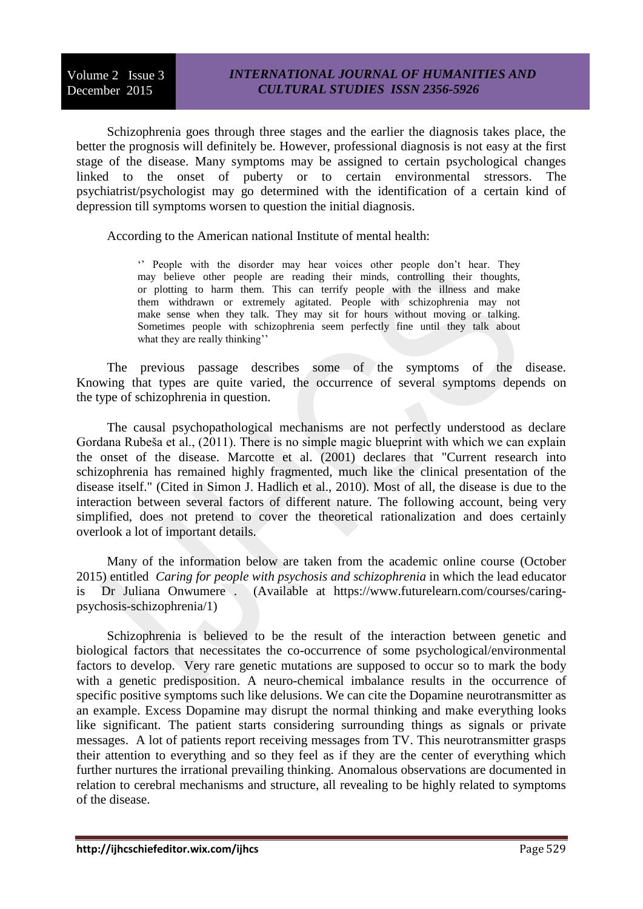Schizophrenia goes through three stages and the earlier the diagnosis takes place, the better the prognosis will definitely be. However, professional diagnosis is not easy at the first stage of the disease. Many symptoms may be assigned to certain psychological changes linked to the onset of puberty or to certain environmental stressors. The psychiatrist/psychologist may go determined with the identification of a certain kind of depression till symptoms worsen to question the initial diagnosis.

According to the American national Institute of mental health:

> '' People with the disorder may hear voices other people don't hear. They may believe other people are reading their minds, controlling their thoughts, or plotting to harm them. This can terrify people with the illness and make them withdrawn or extremely agitated. People with schizophrenia may not make sense when they talk. They may sit for hours without moving or talking. Sometimes people with schizophrenia seem perfectly fine until they talk about what they are really thinking''

The previous passage describes some of the symptoms of the disease. Knowing that types are quite varied, the occurrence of several symptoms depends on the type of schizophrenia in question.

The causal psychopathological mechanisms are not perfectly understood as declare Gordana Rubeša et al., (2011). There is no simple magic blueprint with which we can explain the onset of the disease. Marcotte et al. (2001) declares that "Current research into schizophrenia has remained highly fragmented, much like the clinical presentation of the disease itself." (Cited in Simon J. Hadlich et al., 2010). Most of all, the disease is due to the interaction between several factors of different nature. The following account, being very simplified, does not pretend to cover the theoretical rationalization and does certainly overlook a lot of important details.

Many of the information below are taken from the academic online course (October 2015) entitled *Caring for people with psychosis and schizophrenia* in which the lead educator is Dr Juliana Onwumere . (Available at https://www.futurelearn.com/courses/caring-psychosis-schizophrenia/1)

Schizophrenia is believed to be the result of the interaction between genetic and biological factors that necessitates the co-occurrence of some psychological/environmental factors to develop. Very rare genetic mutations are supposed to occur so to mark the body with a genetic predisposition. A neuro-chemical imbalance results in the occurrence of specific positive symptoms such like delusions. We can cite the Dopamine neurotransmitter as an example. Excess Dopamine may disrupt the normal thinking and make everything looks like significant. The patient starts considering surrounding things as signals or private messages. A lot of patients report receiving messages from TV. This neurotransmitter grasps their attention to everything and so they feel as if they are the center of everything which further nurtures the irrational prevailing thinking. Anomalous observations are documented in relation to cerebral mechanisms and structure, all revealing to be highly related to symptoms of the disease.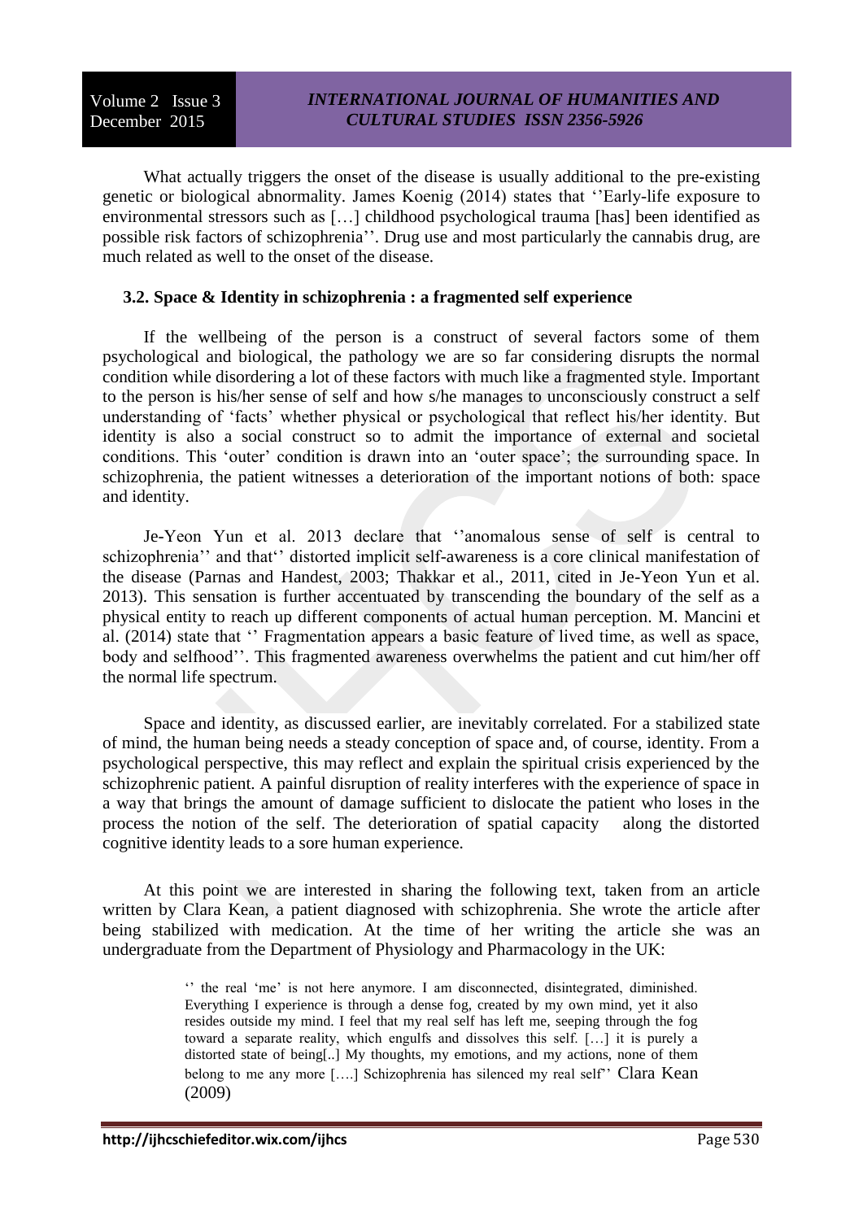What actually triggers the onset of the disease is usually additional to the pre-existing genetic or biological abnormality. James Koenig (2014) states that ''Early-life exposure to environmental stressors such as […] childhood psychological trauma [has] been identified as possible risk factors of schizophrenia''. Drug use and most particularly the cannabis drug, are much related as well to the onset of the disease.

### 3.2. Space & Identity in schizophrenia : a fragmented self experience

If the wellbeing of the person is a construct of several factors some of them psychological and biological, the pathology we are so far considering disrupts the normal condition while disordering a lot of these factors with much like a fragmented style. Important to the person is his/her sense of self and how s/he manages to unconsciously construct a self understanding of 'facts' whether physical or psychological that reflect his/her identity. But identity is also a social construct so to admit the importance of external and societal conditions. This 'outer' condition is drawn into an 'outer space'; the surrounding space. In schizophrenia, the patient witnesses a deterioration of the important notions of both: space and identity.

Je-Yeon Yun et al. 2013 declare that ''anomalous sense of self is central to schizophrenia'' and that'' distorted implicit self-awareness is a core clinical manifestation of the disease (Parnas and Handest, 2003; Thakkar et al., 2011, cited in Je-Yeon Yun et al. 2013). This sensation is further accentuated by transcending the boundary of the self as a physical entity to reach up different components of actual human perception. M. Mancini et al. (2014) state that '' Fragmentation appears a basic feature of lived time, as well as space, body and selfhood''. This fragmented awareness overwhelms the patient and cut him/her off the normal life spectrum.

Space and identity, as discussed earlier, are inevitably correlated. For a stabilized state of mind, the human being needs a steady conception of space and, of course, identity. From a psychological perspective, this may reflect and explain the spiritual crisis experienced by the schizophrenic patient. A painful disruption of reality interferes with the experience of space in a way that brings the amount of damage sufficient to dislocate the patient who loses in the process the notion of the self. The deterioration of spatial capacity along the distorted cognitive identity leads to a sore human experience.

At this point we are interested in sharing the following text, taken from an article written by Clara Kean, a patient diagnosed with schizophrenia. She wrote the article after being stabilized with medication. At the time of her writing the article she was an undergraduate from the Department of Physiology and Pharmacology in the UK:

> '' the real 'me' is not here anymore. I am disconnected, disintegrated, diminished. Everything I experience is through a dense fog, created by my own mind, yet it also resides outside my mind. I feel that my real self has left me, seeping through the fog toward a separate reality, which engulfs and dissolves this self. […] it is purely a distorted state of being[..] My thoughts, my emotions, and my actions, none of them belong to me any more [….] Schizophrenia has silenced my real self'' Clara Kean (2009)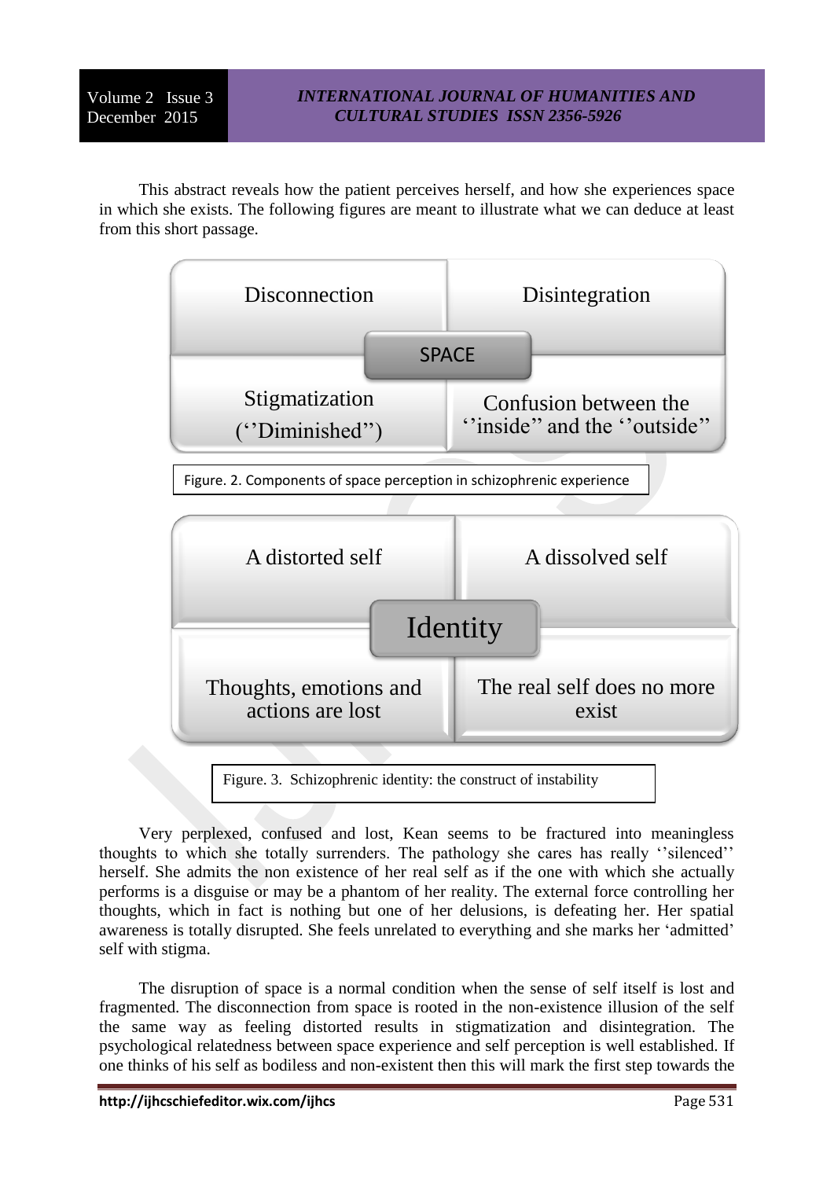This abstract reveals how the patient perceives herself, and how she experiences space in which she exists. The following figures are meant to illustrate what we can deduce at least from this short passage.

| Disconnection | Disintegration |
|---|---|
| **SPACE** | |
| Stigmatization (''Diminished'') | Confusion between the ''inside'' and the ''outside'' |

Figure. 2. Components of space perception in schizophrenic experience

| A distorted self | A dissolved self |
|---|---|
| **Identity** | |
| Thoughts, emotions and actions are lost | The real self does no more exist |

Figure. 3. Schizophrenic identity: the construct of instability

Very perplexed, confused and lost, Kean seems to be fractured into meaningless thoughts to which she totally surrenders. The pathology she cares has really ''silenced'' herself. She admits the non existence of her real self as if the one with which she actually performs is a disguise or may be a phantom of her reality. The external force controlling her thoughts, which in fact is nothing but one of her delusions, is defeating her. Her spatial awareness is totally disrupted. She feels unrelated to everything and she marks her 'admitted' self with stigma.

The disruption of space is a normal condition when the sense of self itself is lost and fragmented. The disconnection from space is rooted in the non-existence illusion of the self the same way as feeling distorted results in stigmatization and disintegration. The psychological relatedness between space experience and self perception is well established. If one thinks of his self as bodiless and non-existent then this will mark the first step towards the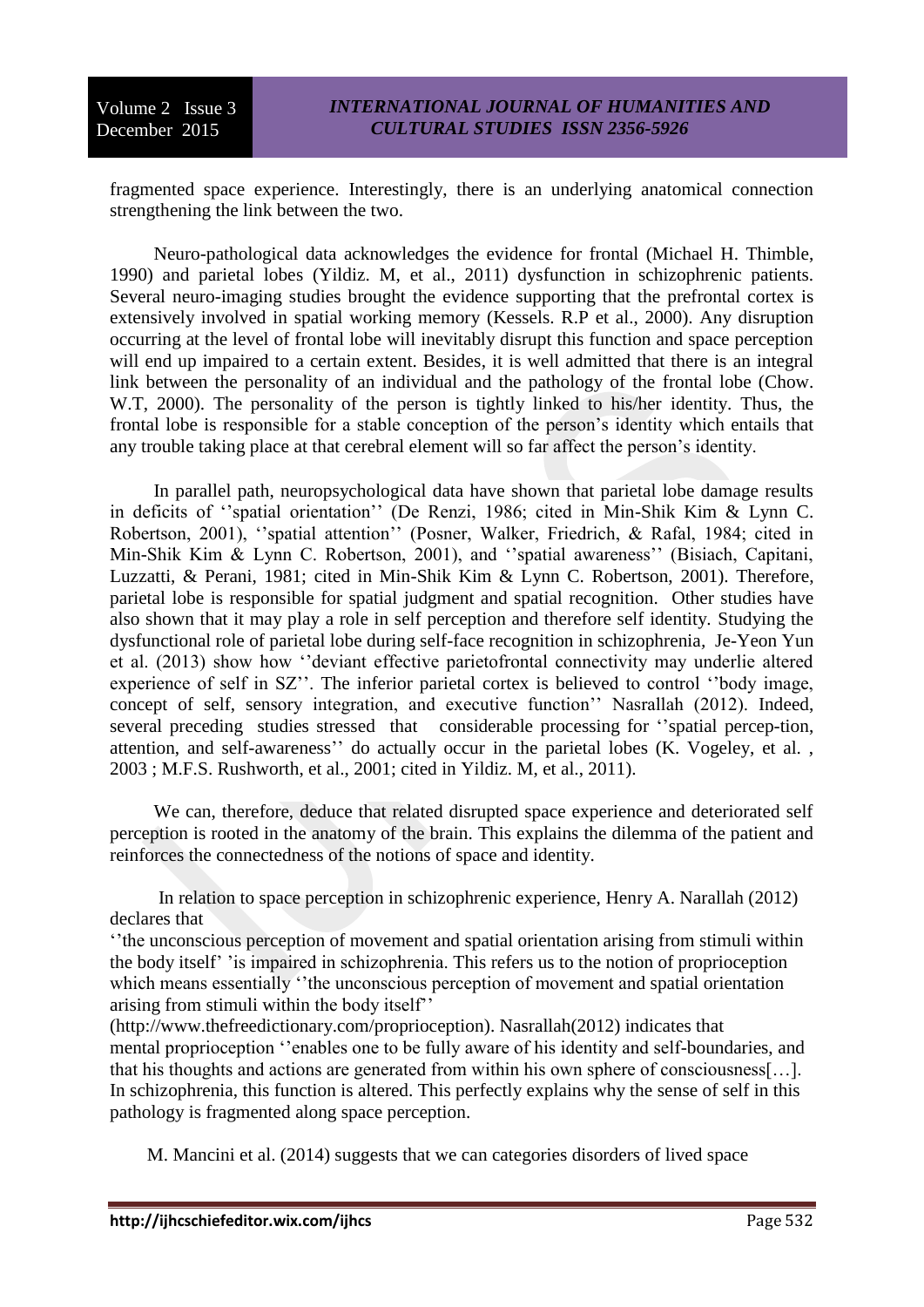fragmented space experience. Interestingly, there is an underlying anatomical connection strengthening the link between the two.

Neuro-pathological data acknowledges the evidence for frontal (Michael H. Thimble, 1990) and parietal lobes (Yildiz. M, et al., 2011) dysfunction in schizophrenic patients. Several neuro-imaging studies brought the evidence supporting that the prefrontal cortex is extensively involved in spatial working memory (Kessels. R.P et al., 2000). Any disruption occurring at the level of frontal lobe will inevitably disrupt this function and space perception will end up impaired to a certain extent. Besides, it is well admitted that there is an integral link between the personality of an individual and the pathology of the frontal lobe (Chow. W.T, 2000). The personality of the person is tightly linked to his/her identity. Thus, the frontal lobe is responsible for a stable conception of the person's identity which entails that any trouble taking place at that cerebral element will so far affect the person's identity.

In parallel path, neuropsychological data have shown that parietal lobe damage results in deficits of ''spatial orientation'' (De Renzi, 1986; cited in Min-Shik Kim & Lynn C. Robertson, 2001), ''spatial attention'' (Posner, Walker, Friedrich, & Rafal, 1984; cited in Min-Shik Kim & Lynn C. Robertson, 2001), and ''spatial awareness'' (Bisiach, Capitani, Luzzatti, & Perani, 1981; cited in Min-Shik Kim & Lynn C. Robertson, 2001). Therefore, parietal lobe is responsible for spatial judgment and spatial recognition. Other studies have also shown that it may play a role in self perception and therefore self identity. Studying the dysfunctional role of parietal lobe during self-face recognition in schizophrenia, Je-Yeon Yun et al. (2013) show how ''deviant effective parietofrontal connectivity may underlie altered experience of self in SZ''. The inferior parietal cortex is believed to control ''body image, concept of self, sensory integration, and executive function'' Nasrallah (2012). Indeed, several preceding studies stressed that considerable processing for ''spatial percep-tion, attention, and self-awareness'' do actually occur in the parietal lobes (K. Vogeley, et al. , 2003 ; M.F.S. Rushworth, et al., 2001; cited in Yildiz. M, et al., 2011).

We can, therefore, deduce that related disrupted space experience and deteriorated self perception is rooted in the anatomy of the brain. This explains the dilemma of the patient and reinforces the connectedness of the notions of space and identity.

In relation to space perception in schizophrenic experience, Henry A. Narallah (2012) declares that

''the unconscious perception of movement and spatial orientation arising from stimuli within the body itself' 'is impaired in schizophrenia. This refers us to the notion of proprioception which means essentially ''the unconscious perception of movement and spatial orientation arising from stimuli within the body itself''
(http://www.thefreedictionary.com/proprioception). Nasrallah(2012) indicates that mental proprioception ''enables one to be fully aware of his identity and self-boundaries, and that his thoughts and actions are generated from within his own sphere of consciousness[…]. In schizophrenia, this function is altered. This perfectly explains why the sense of self in this pathology is fragmented along space perception.

M. Mancini et al. (2014) suggests that we can categories disorders of lived space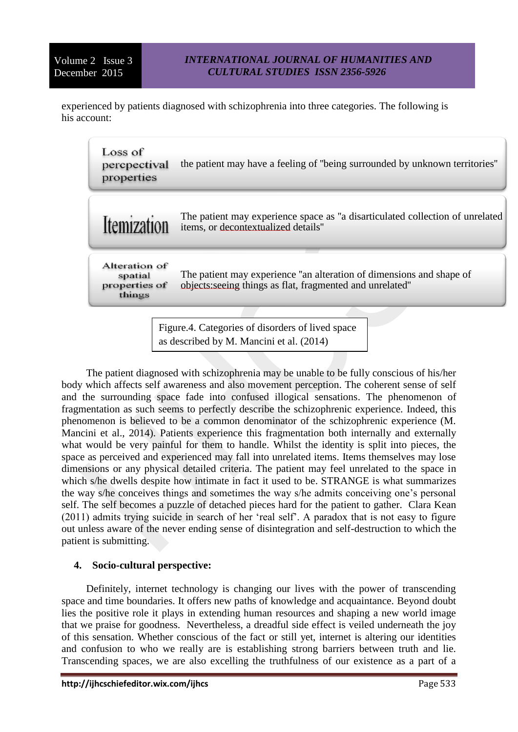experienced by patients diagnosed with schizophrenia into three categories. The following is his account:

| | |
|---|---|
| Loss of percepectival properties | the patient may have a feeling of "being surrounded by unknown territories" |
| Itemization | The patient may experience space as "a disarticulated collection of unrelated items, or decontextualized details" |
| Alteration of spatial properties of things | The patient may experience "an alteration of dimensions and shape of objects:seeing things as flat, fragmented and unrelated" |

Figure.4. Categories of disorders of lived space as described by M. Mancini et al. (2014)

The patient diagnosed with schizophrenia may be unable to be fully conscious of his/her body which affects self awareness and also movement perception. The coherent sense of self and the surrounding space fade into confused illogical sensations. The phenomenon of fragmentation as such seems to perfectly describe the schizophrenic experience. Indeed, this phenomenon is believed to be a common denominator of the schizophrenic experience (M. Mancini et al., 2014). Patients experience this fragmentation both internally and externally what would be very painful for them to handle. Whilst the identity is split into pieces, the space as perceived and experienced may fall into unrelated items. Items themselves may lose dimensions or any physical detailed criteria. The patient may feel unrelated to the space in which s/he dwells despite how intimate in fact it used to be. STRANGE is what summarizes the way s/he conceives things and sometimes the way s/he admits conceiving one's personal self. The self becomes a puzzle of detached pieces hard for the patient to gather. Clara Kean (2011) admits trying suicide in search of her 'real self'. A paradox that is not easy to figure out unless aware of the never ending sense of disintegration and self-destruction to which the patient is submitting.

## 4. Socio-cultural perspective:

Definitely, internet technology is changing our lives with the power of transcending space and time boundaries. It offers new paths of knowledge and acquaintance. Beyond doubt lies the positive role it plays in extending human resources and shaping a new world image that we praise for goodness. Nevertheless, a dreadful side effect is veiled underneath the joy of this sensation. Whether conscious of the fact or still yet, internet is altering our identities and confusion to who we really are is establishing strong barriers between truth and lie. Transcending spaces, we are also excelling the truthfulness of our existence as a part of a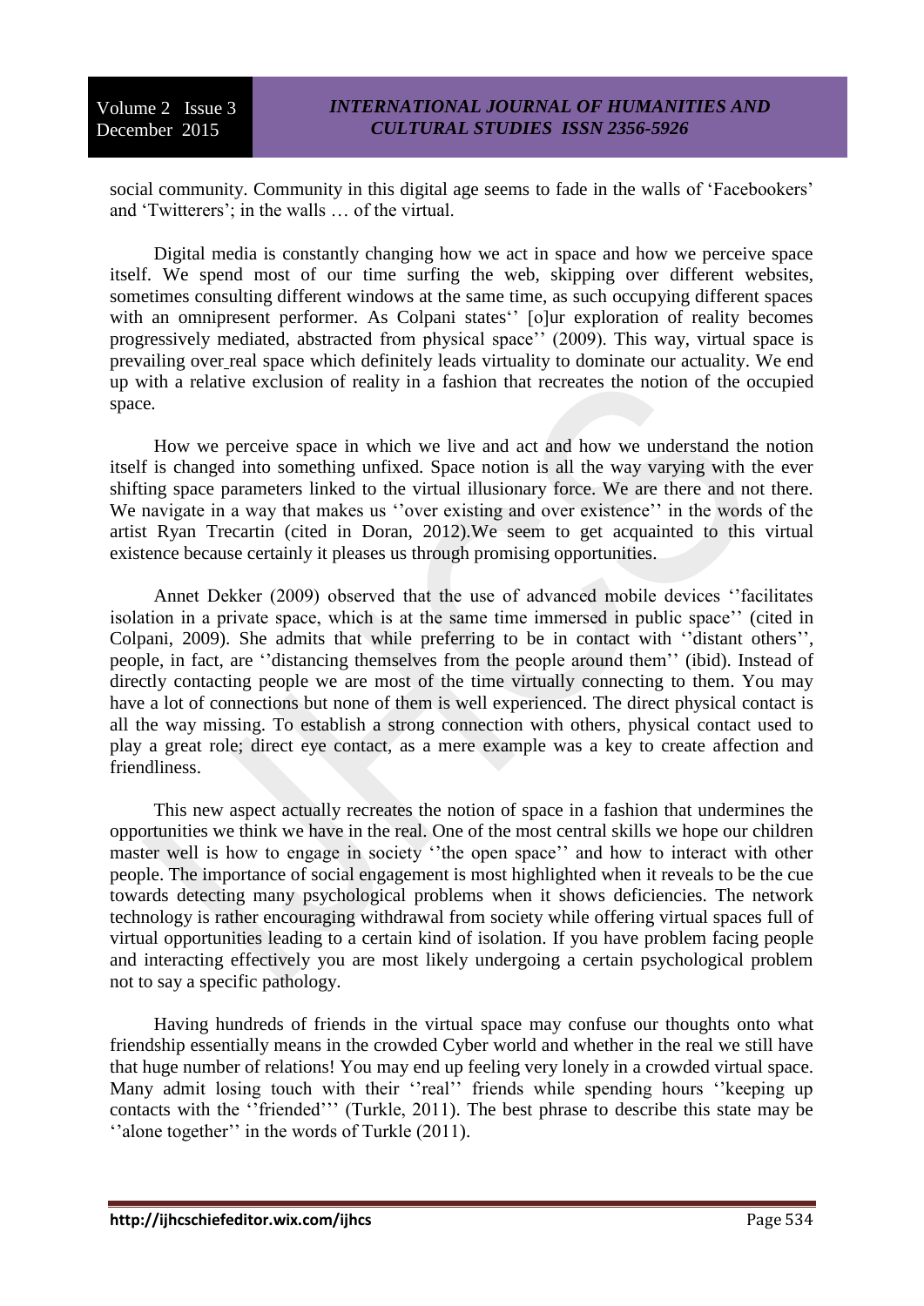social community. Community in this digital age seems to fade in the walls of 'Facebookers' and 'Twitterers'; in the walls … of the virtual.

Digital media is constantly changing how we act in space and how we perceive space itself. We spend most of our time surfing the web, skipping over different websites, sometimes consulting different windows at the same time, as such occupying different spaces with an omnipresent performer. As Colpani states'' [o]ur exploration of reality becomes progressively mediated, abstracted from physical space'' (2009). This way, virtual space is prevailing over real space which definitely leads virtuality to dominate our actuality. We end up with a relative exclusion of reality in a fashion that recreates the notion of the occupied space.

How we perceive space in which we live and act and how we understand the notion itself is changed into something unfixed. Space notion is all the way varying with the ever shifting space parameters linked to the virtual illusionary force. We are there and not there. We navigate in a way that makes us ''over existing and over existence'' in the words of the artist Ryan Trecartin (cited in Doran, 2012).We seem to get acquainted to this virtual existence because certainly it pleases us through promising opportunities.

Annet Dekker (2009) observed that the use of advanced mobile devices ''facilitates isolation in a private space, which is at the same time immersed in public space'' (cited in Colpani, 2009). She admits that while preferring to be in contact with ''distant others'', people, in fact, are ''distancing themselves from the people around them'' (ibid). Instead of directly contacting people we are most of the time virtually connecting to them. You may have a lot of connections but none of them is well experienced. The direct physical contact is all the way missing. To establish a strong connection with others, physical contact used to play a great role; direct eye contact, as a mere example was a key to create affection and friendliness.

This new aspect actually recreates the notion of space in a fashion that undermines the opportunities we think we have in the real. One of the most central skills we hope our children master well is how to engage in society ''the open space'' and how to interact with other people. The importance of social engagement is most highlighted when it reveals to be the cue towards detecting many psychological problems when it shows deficiencies. The network technology is rather encouraging withdrawal from society while offering virtual spaces full of virtual opportunities leading to a certain kind of isolation. If you have problem facing people and interacting effectively you are most likely undergoing a certain psychological problem not to say a specific pathology.

Having hundreds of friends in the virtual space may confuse our thoughts onto what friendship essentially means in the crowded Cyber world and whether in the real we still have that huge number of relations! You may end up feeling very lonely in a crowded virtual space. Many admit losing touch with their ''real'' friends while spending hours ''keeping up contacts with the ''friended''' (Turkle, 2011). The best phrase to describe this state may be ''alone together'' in the words of Turkle (2011).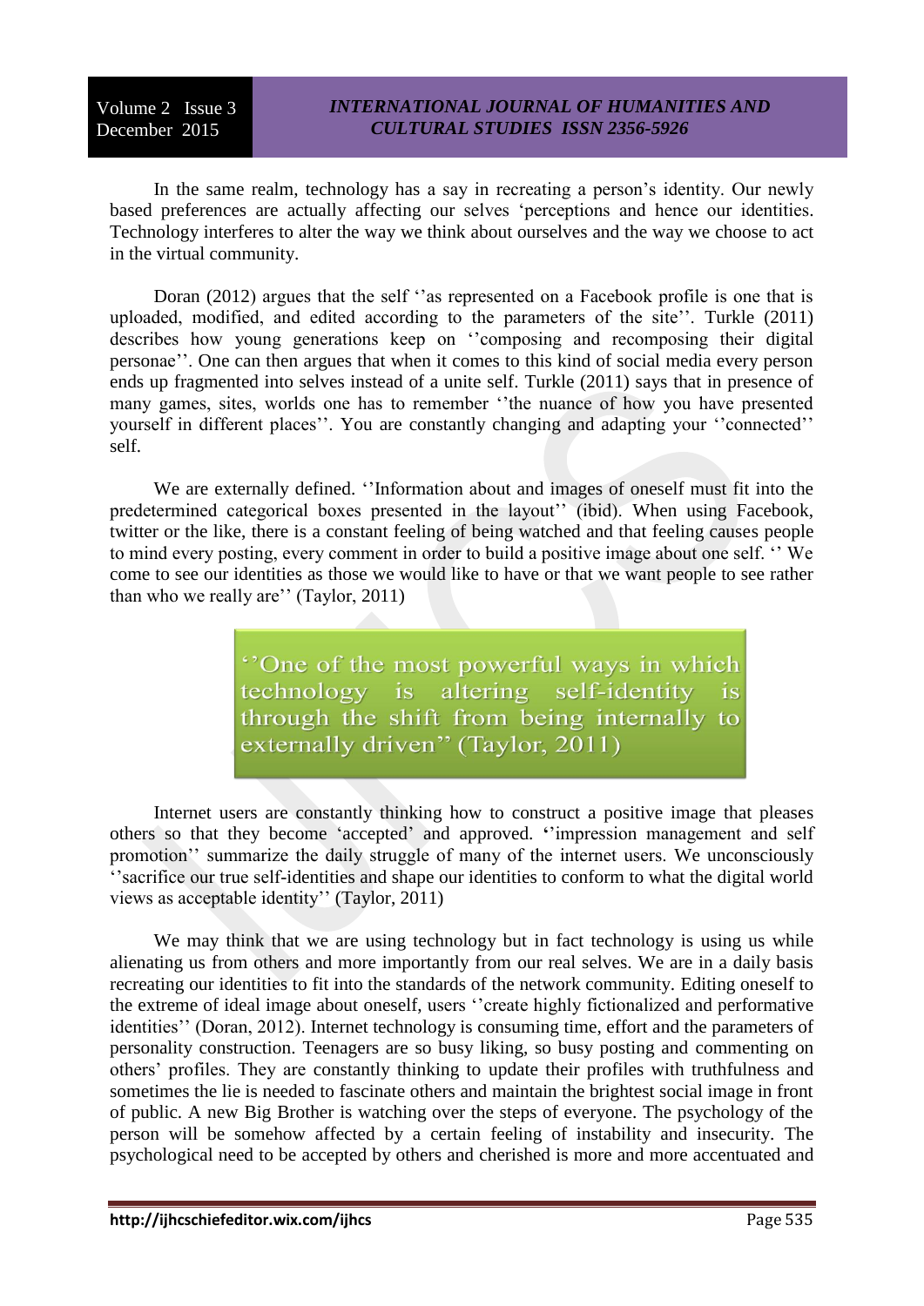In the same realm, technology has a say in recreating a person's identity. Our newly based preferences are actually affecting our selves 'perceptions and hence our identities. Technology interferes to alter the way we think about ourselves and the way we choose to act in the virtual community.

Doran (2012) argues that the self ''as represented on a Facebook profile is one that is uploaded, modified, and edited according to the parameters of the site''. Turkle (2011) describes how young generations keep on ''composing and recomposing their digital personae''. One can then argues that when it comes to this kind of social media every person ends up fragmented into selves instead of a unite self. Turkle (2011) says that in presence of many games, sites, worlds one has to remember ''the nuance of how you have presented yourself in different places''. You are constantly changing and adapting your ''connected'' self.

We are externally defined. ''Information about and images of oneself must fit into the predetermined categorical boxes presented in the layout'' (ibid). When using Facebook, twitter or the like, there is a constant feeling of being watched and that feeling causes people to mind every posting, every comment in order to build a positive image about one self. '' We come to see our identities as those we would like to have or that we want people to see rather than who we really are'' (Taylor, 2011)

> ''One of the most powerful ways in which technology is altering self-identity is through the shift from being internally to externally driven'' (Taylor, 2011)

Internet users are constantly thinking how to construct a positive image that pleases others so that they become 'accepted' and approved. ''impression management and self promotion'' summarize the daily struggle of many of the internet users. We unconsciously ''sacrifice our true self-identities and shape our identities to conform to what the digital world views as acceptable identity'' (Taylor, 2011)

We may think that we are using technology but in fact technology is using us while alienating us from others and more importantly from our real selves. We are in a daily basis recreating our identities to fit into the standards of the network community. Editing oneself to the extreme of ideal image about oneself, users ''create highly fictionalized and performative identities'' (Doran, 2012). Internet technology is consuming time, effort and the parameters of personality construction. Teenagers are so busy liking, so busy posting and commenting on others' profiles. They are constantly thinking to update their profiles with truthfulness and sometimes the lie is needed to fascinate others and maintain the brightest social image in front of public. A new Big Brother is watching over the steps of everyone. The psychology of the person will be somehow affected by a certain feeling of instability and insecurity. The psychological need to be accepted by others and cherished is more and more accentuated and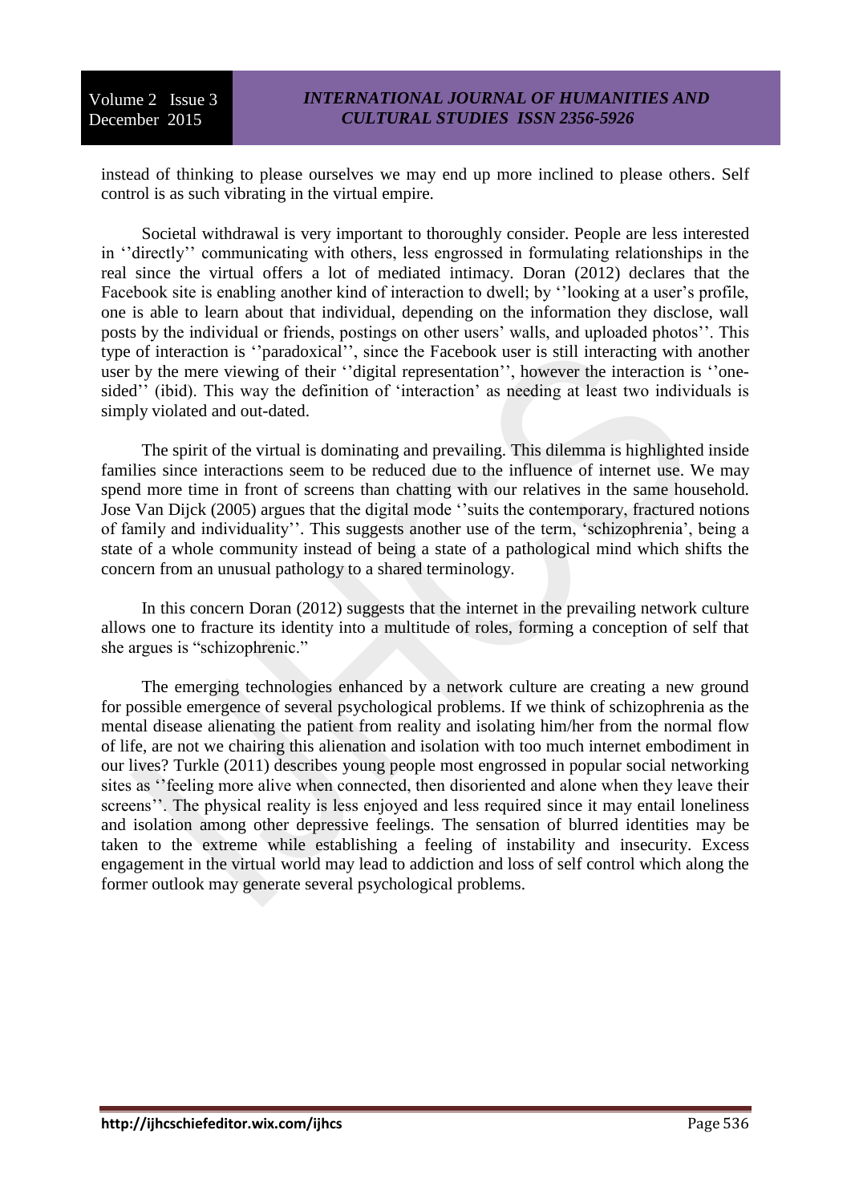instead of thinking to please ourselves we may end up more inclined to please others. Self control is as such vibrating in the virtual empire.

Societal withdrawal is very important to thoroughly consider. People are less interested in ''directly'' communicating with others, less engrossed in formulating relationships in the real since the virtual offers a lot of mediated intimacy. Doran (2012) declares that the Facebook site is enabling another kind of interaction to dwell; by ''looking at a user's profile, one is able to learn about that individual, depending on the information they disclose, wall posts by the individual or friends, postings on other users' walls, and uploaded photos''. This type of interaction is ''paradoxical'', since the Facebook user is still interacting with another user by the mere viewing of their ''digital representation'', however the interaction is ''one-sided'' (ibid). This way the definition of 'interaction' as needing at least two individuals is simply violated and out-dated.

The spirit of the virtual is dominating and prevailing. This dilemma is highlighted inside families since interactions seem to be reduced due to the influence of internet use. We may spend more time in front of screens than chatting with our relatives in the same household. Jose Van Dijck (2005) argues that the digital mode ''suits the contemporary, fractured notions of family and individuality''. This suggests another use of the term, 'schizophrenia', being a state of a whole community instead of being a state of a pathological mind which shifts the concern from an unusual pathology to a shared terminology.

In this concern Doran (2012) suggests that the internet in the prevailing network culture allows one to fracture its identity into a multitude of roles, forming a conception of self that she argues is "schizophrenic."

The emerging technologies enhanced by a network culture are creating a new ground for possible emergence of several psychological problems. If we think of schizophrenia as the mental disease alienating the patient from reality and isolating him/her from the normal flow of life, are not we chairing this alienation and isolation with too much internet embodiment in our lives? Turkle (2011) describes young people most engrossed in popular social networking sites as ''feeling more alive when connected, then disoriented and alone when they leave their screens''. The physical reality is less enjoyed and less required since it may entail loneliness and isolation among other depressive feelings. The sensation of blurred identities may be taken to the extreme while establishing a feeling of instability and insecurity. Excess engagement in the virtual world may lead to addiction and loss of self control which along the former outlook may generate several psychological problems.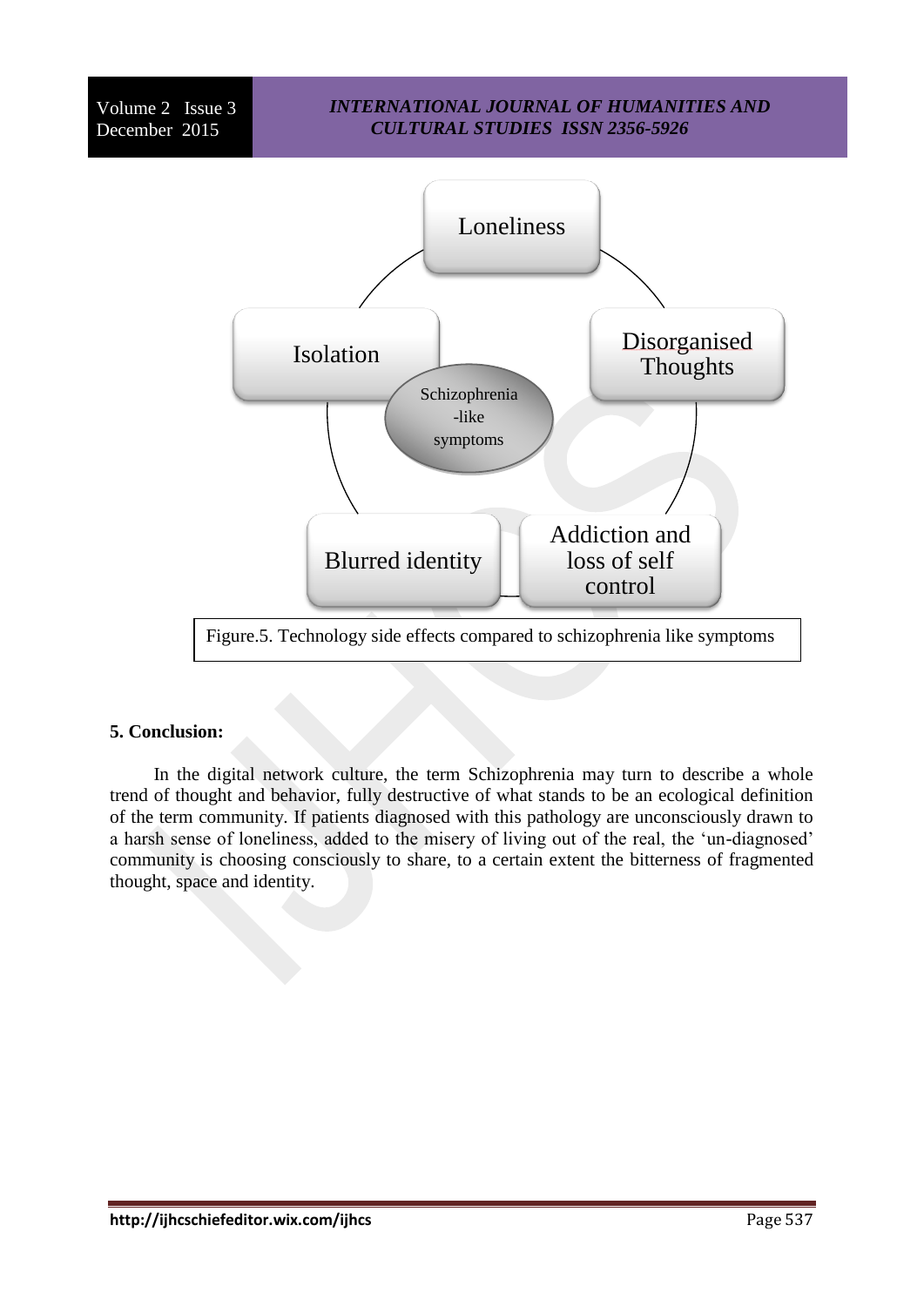Loneliness

Isolation

Disorganised Thoughts

Schizophrenia -like symptoms

Blurred identity

Addiction and loss of self control

Figure.5. Technology side effects compared to schizophrenia like symptoms

**5. Conclusion:**

In the digital network culture, the term Schizophrenia may turn to describe a whole trend of thought and behavior, fully destructive of what stands to be an ecological definition of the term community. If patients diagnosed with this pathology are unconsciously drawn to a harsh sense of loneliness, added to the misery of living out of the real, the 'un-diagnosed' community is choosing consciously to share, to a certain extent the bitterness of fragmented thought, space and identity.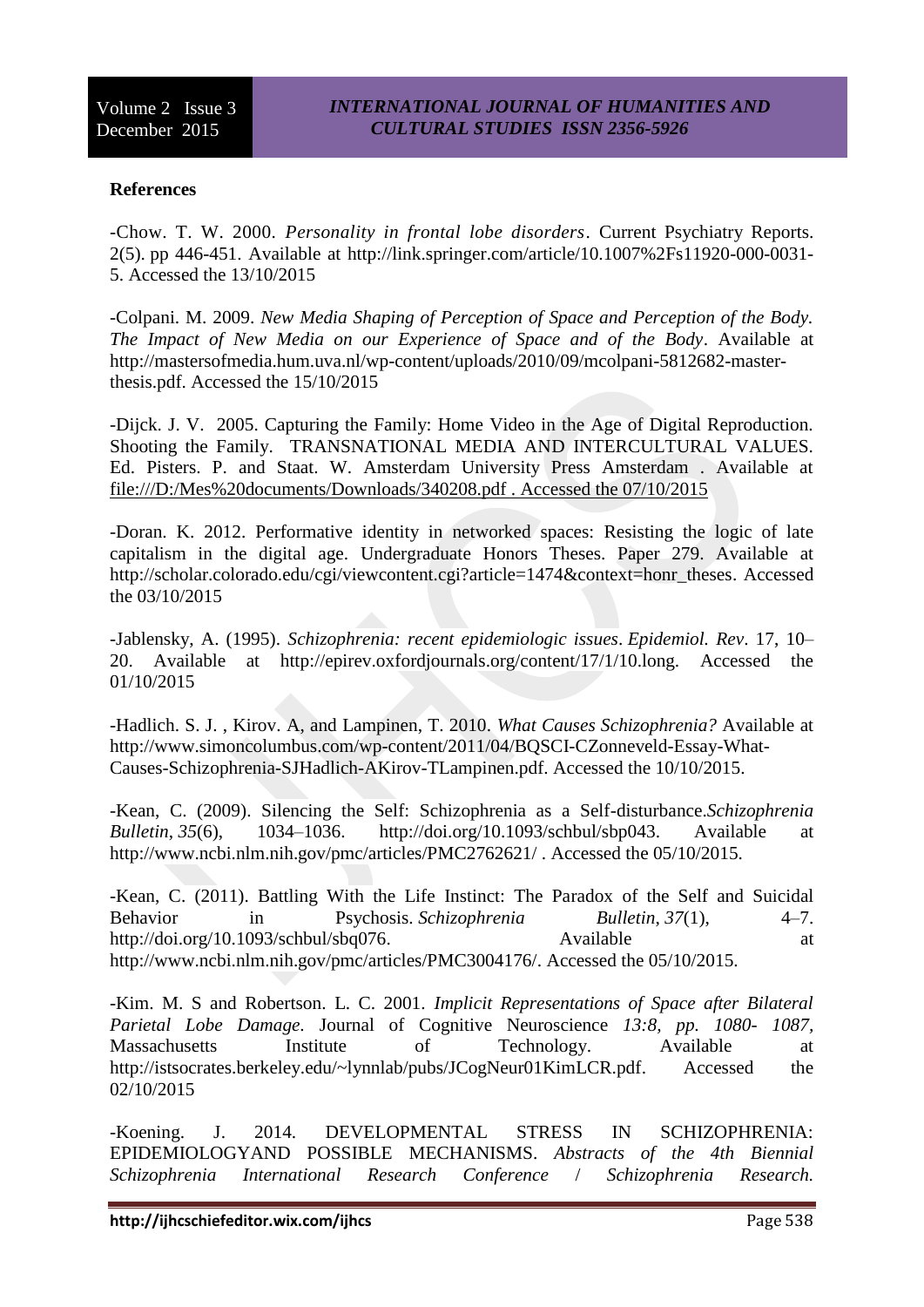**References**

-Chow. T. W. 2000. *Personality in frontal lobe disorders*. Current Psychiatry Reports. 2(5). pp 446-451. Available at http://link.springer.com/article/10.1007%2Fs11920-000-0031-5. Accessed the 13/10/2015

-Colpani. M. 2009. *New Media Shaping of Perception of Space and Perception of the Body. The Impact of New Media on our Experience of Space and of the Body*. Available at http://mastersofmedia.hum.uva.nl/wp-content/uploads/2010/09/mcolpani-5812682-master-thesis.pdf. Accessed the 15/10/2015

-Dijck. J. V. 2005. Capturing the Family: Home Video in the Age of Digital Reproduction. Shooting the Family. TRANSNATIONAL MEDIA AND INTERCULTURAL VALUES. Ed. Pisters. P. and Staat. W. Amsterdam University Press Amsterdam . Available at file:///D:/Mes%20documents/Downloads/340208.pdf . Accessed the 07/10/2015

-Doran. K. 2012. Performative identity in networked spaces: Resisting the logic of late capitalism in the digital age. Undergraduate Honors Theses. Paper 279. Available at http://scholar.colorado.edu/cgi/viewcontent.cgi?article=1474&context=honr_theses. Accessed the 03/10/2015

-Jablensky, A. (1995). *Schizophrenia: recent epidemiologic issues*. *Epidemiol. Rev*. 17, 10–20. Available at http://epirev.oxfordjournals.org/content/17/1/10.long. Accessed the 01/10/2015

-Hadlich. S. J. , Kirov. A, and Lampinen, T. 2010. *What Causes Schizophrenia?* Available at http://www.simoncolumbus.com/wp-content/2011/04/BQSCI-CZonneveld-Essay-What-Causes-Schizophrenia-SJHadlich-AKirov-TLampinen.pdf. Accessed the 10/10/2015.

-Kean, C. (2009). Silencing the Self: Schizophrenia as a Self-disturbance.*Schizophrenia Bulletin*, *35*(6), 1034–1036. http://doi.org/10.1093/schbul/sbp043. Available at http://www.ncbi.nlm.nih.gov/pmc/articles/PMC2762621/ . Accessed the 05/10/2015.

-Kean, C. (2011). Battling With the Life Instinct: The Paradox of the Self and Suicidal Behavior in Psychosis. *Schizophrenia Bulletin*, *37*(1), 4–7. http://doi.org/10.1093/schbul/sbq076. Available at http://www.ncbi.nlm.nih.gov/pmc/articles/PMC3004176/. Accessed the 05/10/2015.

-Kim. M. S and Robertson. L. C. 2001. *Implicit Representations of Space after Bilateral Parietal Lobe Damage.* Journal of Cognitive Neuroscience *13:8, pp. 1080- 1087,* Massachusetts Institute of Technology. Available at http://istsocrates.berkeley.edu/~lynnlab/pubs/JCogNeur01KimLCR.pdf. Accessed the 02/10/2015

-Koening. J. 2014. DEVELOPMENTAL STRESS IN SCHIZOPHRENIA: EPIDEMIOLOGYAND POSSIBLE MECHANISMS. *Abstracts of the 4th Biennial Schizophrenia International Research Conference / Schizophrenia Research.*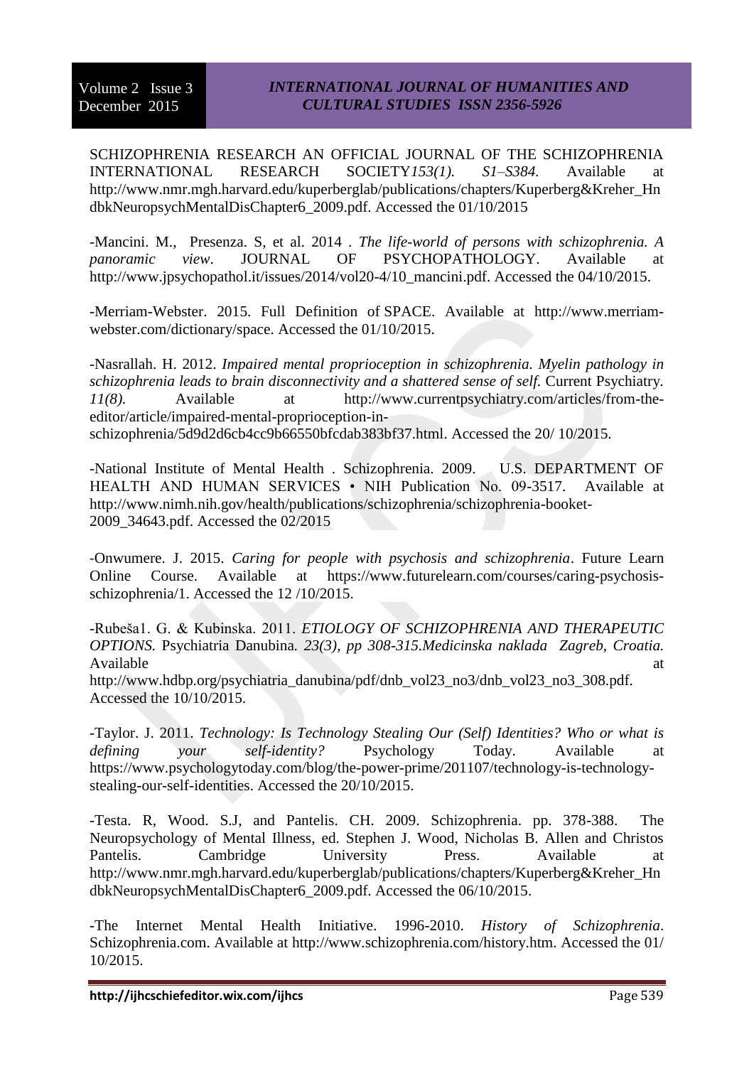SCHIZOPHRENIA RESEARCH AN OFFICIAL JOURNAL OF THE SCHIZOPHRENIA INTERNATIONAL RESEARCH SOCIETY*153(1). S1–S384.* Available at http://www.nmr.mgh.harvard.edu/kuperberglab/publications/chapters/Kuperberg&Kreher_HndbkNeuropsychMentalDisChapter6_2009.pdf. Accessed the 01/10/2015

-Mancini. M., Presenza. S, et al. 2014 . *The life-world of persons with schizophrenia. A panoramic view*. JOURNAL OF PSYCHOPATHOLOGY. Available at http://www.jpsychopathol.it/issues/2014/vol20-4/10_mancini.pdf. Accessed the 04/10/2015.

-Merriam-Webster. 2015. Full Definition of SPACE. Available at http://www.merriam-webster.com/dictionary/space. Accessed the 01/10/2015.

-Nasrallah. H. 2012. *Impaired mental proprioception in schizophrenia. Myelin pathology in schizophrenia leads to brain disconnectivity and a shattered sense of self.* Current Psychiatry. *11(8).* Available at http://www.currentpsychiatry.com/articles/from-the-editor/article/impaired-mental-proprioception-in-schizophrenia/5d9d2d6cb4cc9b66550bfcdab383bf37.html. Accessed the 20/ 10/2015.

-National Institute of Mental Health . Schizophrenia. 2009. U.S. DEPARTMENT OF HEALTH AND HUMAN SERVICES • NIH Publication No. 09-3517. Available at http://www.nimh.nih.gov/health/publications/schizophrenia/schizophrenia-booket-2009_34643.pdf. Accessed the 02/2015

-Onwumere. J. 2015. *Caring for people with psychosis and schizophrenia*. Future Learn Online Course. Available at https://www.futurelearn.com/courses/caring-psychosis-schizophrenia/1. Accessed the 12 /10/2015.

-Rubeša1. G. & Kubinska. 2011. *ETIOLOGY OF SCHIZOPHRENIA AND THERAPEUTIC OPTIONS.* Psychiatria Danubina. *23(3), pp 308-315.Medicinska naklada Zagreb, Croatia.* Available at http://www.hdbp.org/psychiatria_danubina/pdf/dnb_vol23_no3/dnb_vol23_no3_308.pdf. Accessed the 10/10/2015.

-Taylor. J. 2011. *Technology: Is Technology Stealing Our (Self) Identities? Who or what is defining your self-identity?* Psychology Today. Available at https://www.psychologytoday.com/blog/the-power-prime/201107/technology-is-technology-stealing-our-self-identities. Accessed the 20/10/2015.

-Testa. R, Wood. S.J, and Pantelis. CH. 2009. Schizophrenia. pp. 378-388. The Neuropsychology of Mental Illness, ed. Stephen J. Wood, Nicholas B. Allen and Christos Pantelis. Cambridge University Press. Available at http://www.nmr.mgh.harvard.edu/kuperberglab/publications/chapters/Kuperberg&Kreher_HndbkNeuropsychMentalDisChapter6_2009.pdf. Accessed the 06/10/2015.

-The Internet Mental Health Initiative. 1996-2010. *History of Schizophrenia*. Schizophrenia.com. Available at http://www.schizophrenia.com/history.htm. Accessed the 01/ 10/2015.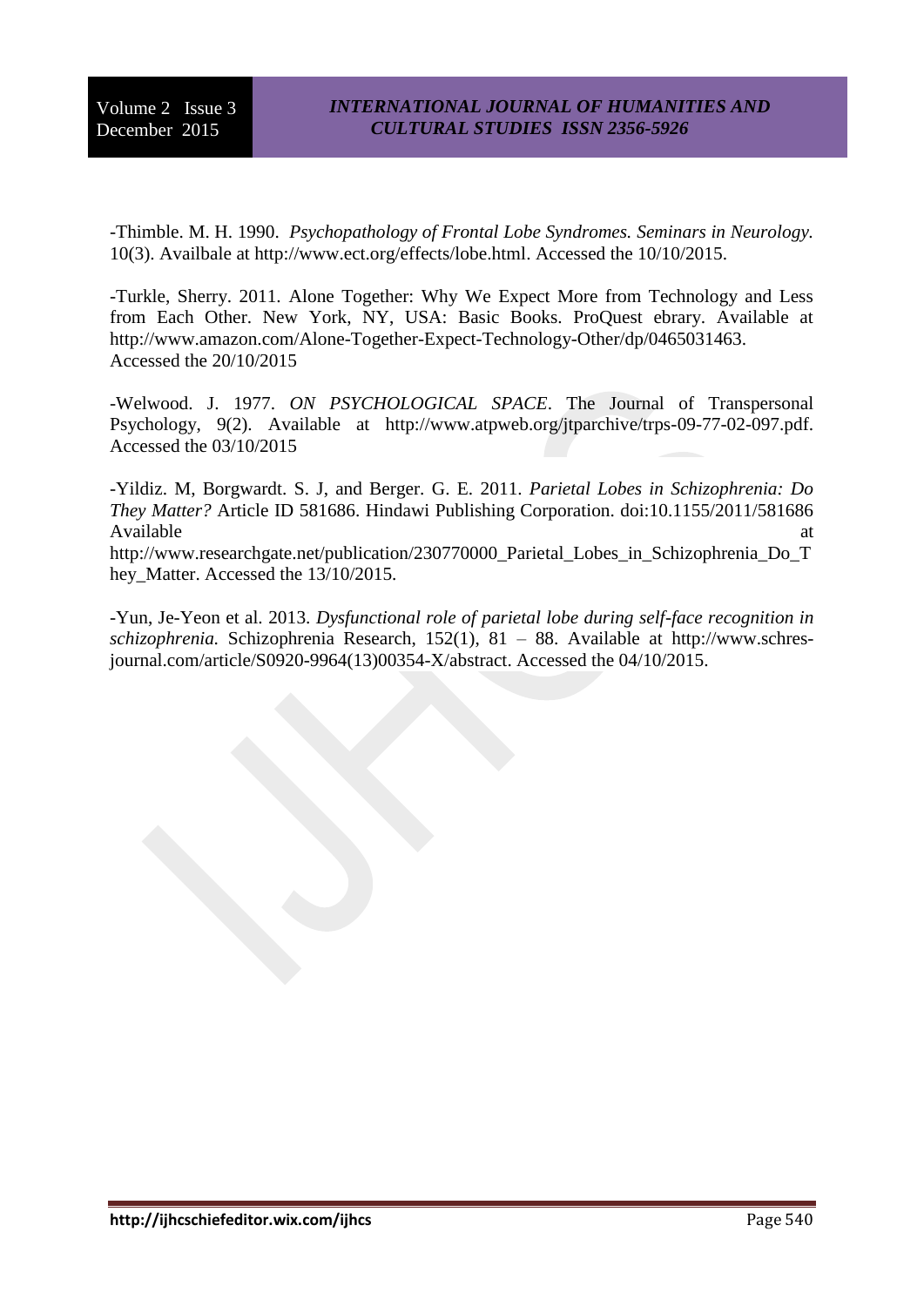-Thimble. M. H. 1990. *Psychopathology of Frontal Lobe Syndromes. Seminars in Neurology.* 10(3). Availbale at http://www.ect.org/effects/lobe.html. Accessed the 10/10/2015.

-Turkle, Sherry. 2011. Alone Together: Why We Expect More from Technology and Less from Each Other. New York, NY, USA: Basic Books. ProQuest ebrary. Available at http://www.amazon.com/Alone-Together-Expect-Technology-Other/dp/0465031463. Accessed the 20/10/2015

-Welwood. J. 1977. *ON PSYCHOLOGICAL SPACE*. The Journal of Transpersonal Psychology, 9(2). Available at http://www.atpweb.org/jtparchive/trps-09-77-02-097.pdf. Accessed the 03/10/2015

-Yildiz. M, Borgwardt. S. J, and Berger. G. E. 2011. *Parietal Lobes in Schizophrenia: Do They Matter?* Article ID 581686. Hindawi Publishing Corporation. doi:10.1155/2011/581686 Available at http://www.researchgate.net/publication/230770000_Parietal_Lobes_in_Schizophrenia_Do_They_Matter. Accessed the 13/10/2015.

-Yun, Je-Yeon et al. 2013. *Dysfunctional role of parietal lobe during self-face recognition in schizophrenia.* Schizophrenia Research, 152(1), 81 – 88. Available at http://www.schres-journal.com/article/S0920-9964(13)00354-X/abstract. Accessed the 04/10/2015.